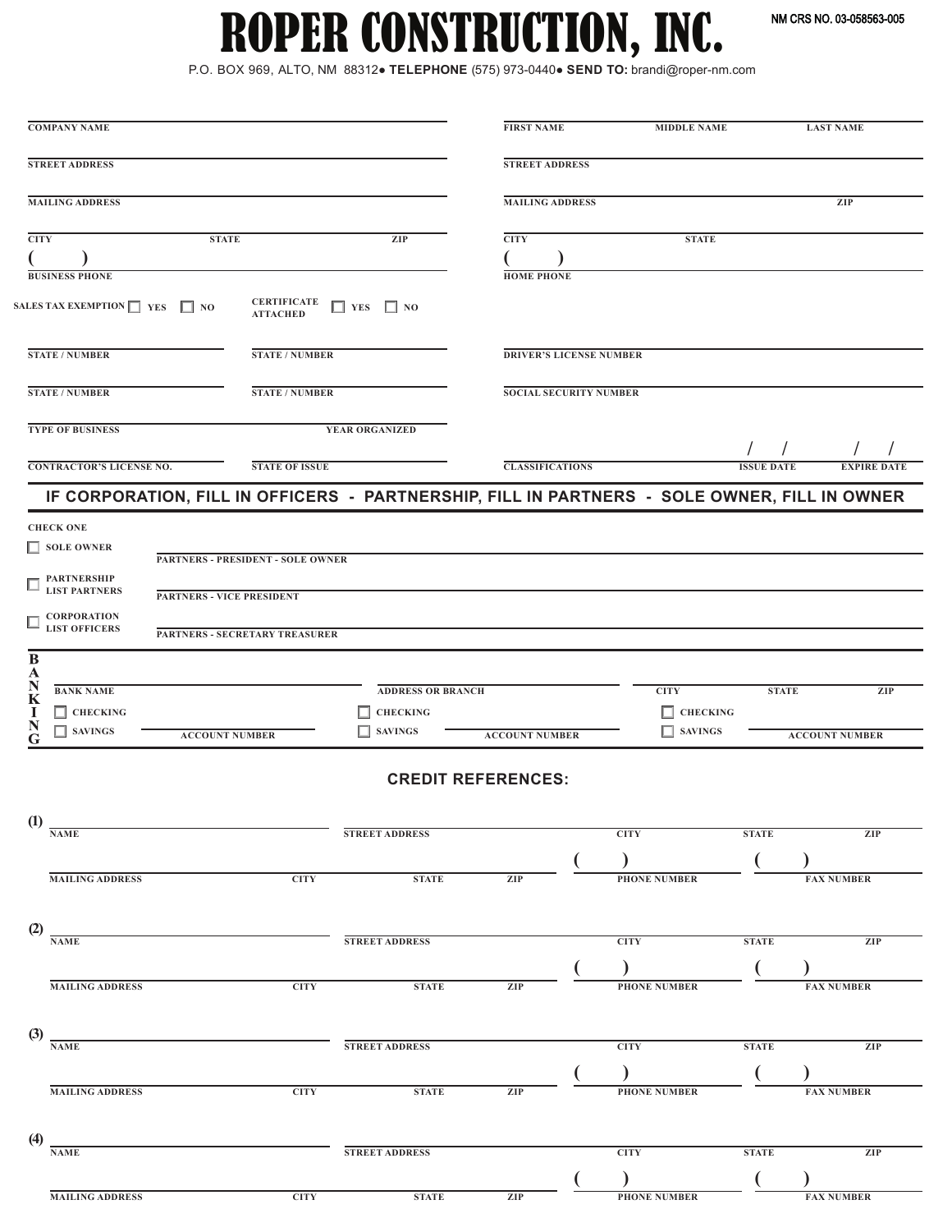# ROPER CONSTRUCTION, INC.

NM CRS NO. 03-058563-005

P.O. BOX 969, ALTO, NM 88312● **TELEPHONE** (575) 973-0440● **SEND TO:** brandi@roper-nm.com

| | |
|---|---|
| COMPANY NAME | FIRST NAME / MIDDLE NAME / LAST NAME |
| STREET ADDRESS | STREET ADDRESS |
| MAILING ADDRESS | MAILING ADDRESS / ZIP |
| CITY / STATE / ZIP | CITY / STATE |
| ( ) BUSINESS PHONE | ( ) HOME PHONE |
| SALES TAX EXEMPTION ☐ YES ☐ NO — CERTIFICATE ATTACHED ☐ YES ☐ NO | |
| STATE / NUMBER — STATE / NUMBER | DRIVER'S LICENSE NUMBER |
| STATE / NUMBER — STATE / NUMBER | SOCIAL SECURITY NUMBER |
| TYPE OF BUSINESS — YEAR ORGANIZED | |
| CONTRACTOR'S LICENSE NO. — STATE OF ISSUE | CLASSIFICATIONS — / / ISSUE DATE — / / EXPIRE DATE |

## IF CORPORATION, FILL IN OFFICERS - PARTNERSHIP, FILL IN PARTNERS - SOLE OWNER, FILL IN OWNER

CHECK ONE

- ☐ SOLE OWNER — PARTNERS - PRESIDENT - SOLE OWNER
- ☐ PARTNERSHIP LIST PARTNERS — PARTNERS - VICE PRESIDENT
- ☐ CORPORATION LIST OFFICERS — PARTNERS - SECRETARY TREASURER

**BANKING**

| BANK NAME | ADDRESS OR BRANCH | CITY / STATE / ZIP |
|---|---|---|
| ☐ CHECKING ☐ SAVINGS — ACCOUNT NUMBER | ☐ CHECKING ☐ SAVINGS — ACCOUNT NUMBER | ☐ CHECKING ☐ SAVINGS — ACCOUNT NUMBER |

## CREDIT REFERENCES:

(1)
NAME — STREET ADDRESS — CITY — STATE — ZIP
MAILING ADDRESS — CITY — STATE — ZIP — ( ) PHONE NUMBER — ( ) FAX NUMBER

(2)
NAME — STREET ADDRESS — CITY — STATE — ZIP
MAILING ADDRESS — CITY — STATE — ZIP — ( ) PHONE NUMBER — ( ) FAX NUMBER

(3)
NAME — STREET ADDRESS — CITY — STATE — ZIP
MAILING ADDRESS — CITY — STATE — ZIP — ( ) PHONE NUMBER — ( ) FAX NUMBER

(4)
NAME — STREET ADDRESS — CITY — STATE — ZIP
MAILING ADDRESS — CITY — STATE — ZIP — ( ) PHONE NUMBER — ( ) FAX NUMBER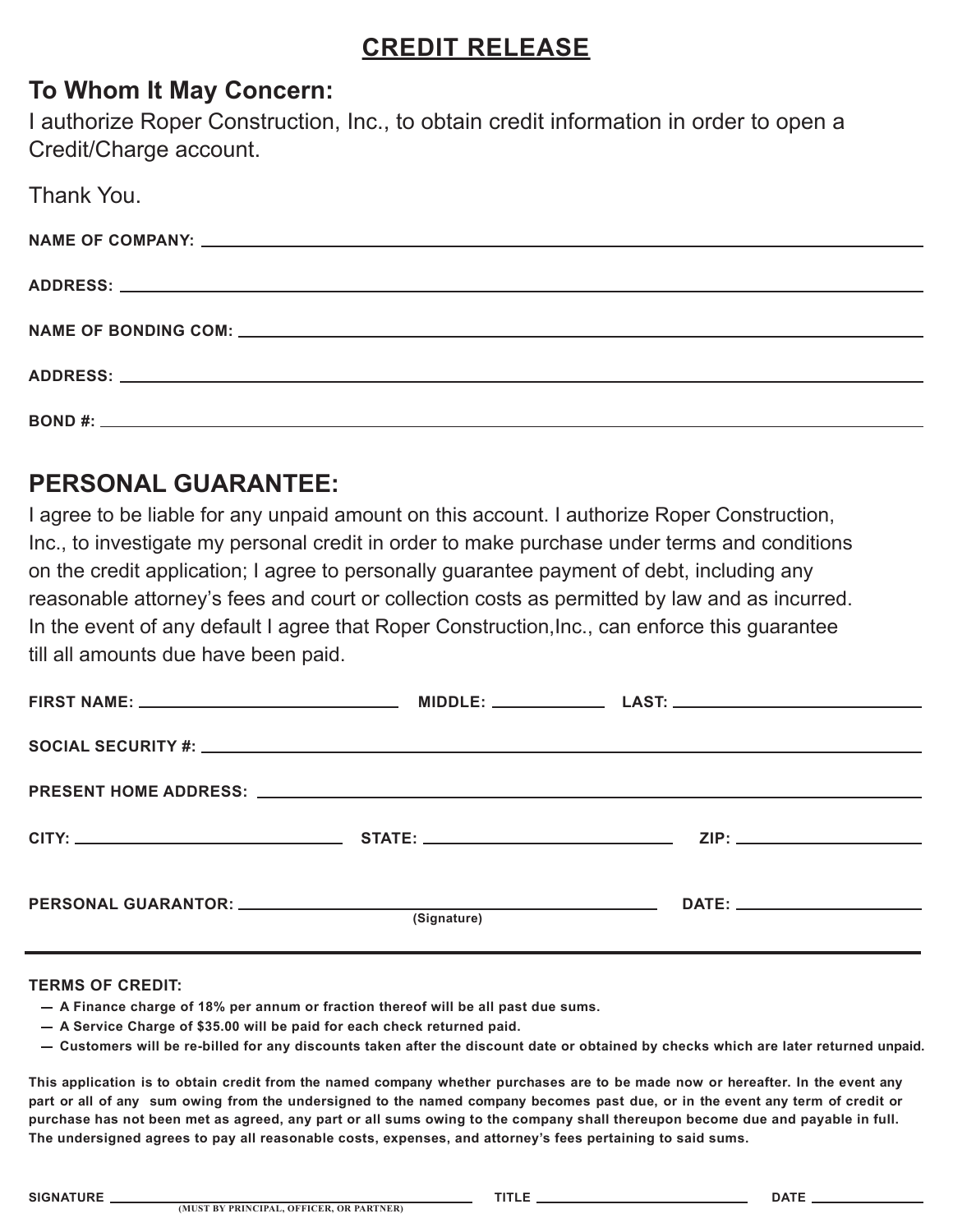# CREDIT RELEASE

## To Whom It May Concern:

I authorize Roper Construction, Inc., to obtain credit information in order to open a Credit/Charge account.

Thank You.

**NAME OF COMPANY:** ______________________________

**ADDRESS:** ______________________________

**NAME OF BONDING COM:** ______________________________

**ADDRESS:** ______________________________

**BOND #:** ______________________________

## PERSONAL GUARANTEE:

I agree to be liable for any unpaid amount on this account. I authorize Roper Construction, Inc., to investigate my personal credit in order to make purchase under terms and conditions on the credit application; I agree to personally guarantee payment of debt, including any reasonable attorney's fees and court or collection costs as permitted by law and as incurred. In the event of any default I agree that Roper Construction,Inc., can enforce this guarantee till all amounts due have been paid.

**FIRST NAME:** ______________ **MIDDLE:** __________ **LAST:** ______________

**SOCIAL SECURITY #:** ______________________________

**PRESENT HOME ADDRESS:** ______________________________

**CITY:** ______________ **STATE:** ______________ **ZIP:** ______________

**PERSONAL GUARANTOR:** ______________________________ **DATE:** ______________
(Signature)

---

**TERMS OF CREDIT:**

- **A Finance charge of 18% per annum or fraction thereof will be all past due sums.**
- **A Service Charge of $35.00 will be paid for each check returned paid.**
- **Customers will be re-billed for any discounts taken after the discount date or obtained by checks which are later returned unpaid.**

**This application is to obtain credit from the named company whether purchases are to be made now or hereafter. In the event any part or all of any sum owing from the undersigned to the named company becomes past due, or in the event any term of credit or purchase has not been met as agreed, any part or all sums owing to the company shall thereupon become due and payable in full. The undersigned agrees to pay all reasonable costs, expenses, and attorney's fees pertaining to said sums.**

**SIGNATURE** ______________________________ **TITLE** ______________ **DATE** ______________
(MUST BY PRINCIPAL, OFFICER, OR PARTNER)